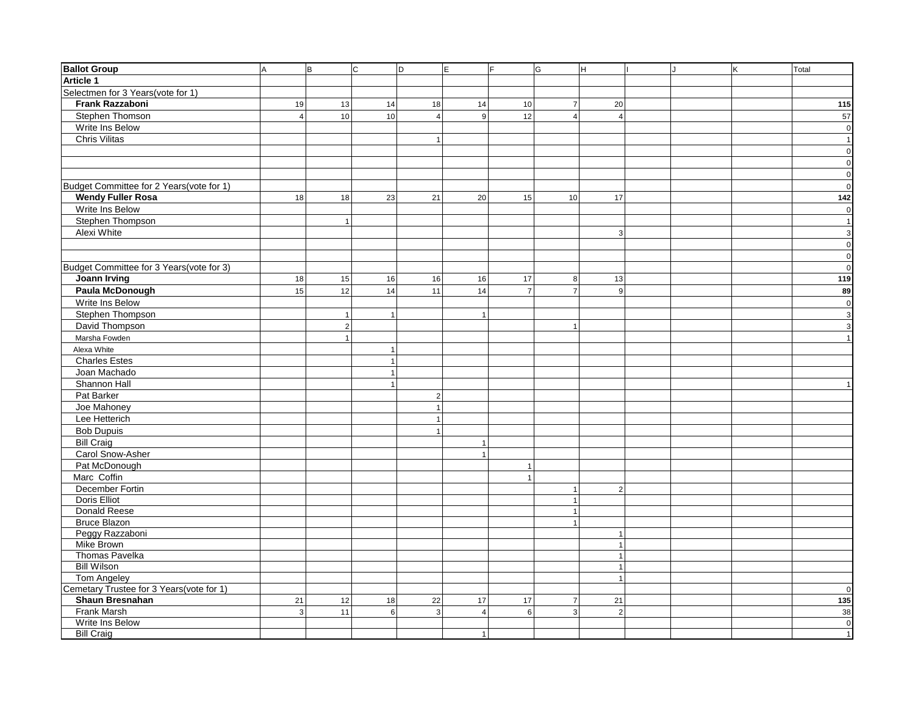| Ballot Group | A | B | C | D | E | F | G | H | I | J | K | Total |
|---|---|---|---|---|---|---|---|---|---|---|---|---|
| **Article 1** | | | | | | | | | | | | |
| Selectmen for 3 Years(vote for 1) | | | | | | | | | | | | |
| **Frank Razzaboni** | 19 | 13 | 14 | 18 | 14 | 10 | 7 | 20 | | | | **115** |
| Stephen Thomson | 4 | 10 | 10 | 4 | 9 | 12 | 4 | 4 | | | | 57 |
| Write Ins Below | | | | | | | | | | | | 0 |
| Chris Vilitas | | | | 1 | | | | | | | | 1 |
| | | | | | | | | | | | | 0 |
| | | | | | | | | | | | | 0 |
| | | | | | | | | | | | | 0 |
| Budget Committee for 2 Years(vote for 1) | | | | | | | | | | | | 0 |
| **Wendy Fuller Rosa** | 18 | 18 | 23 | 21 | 20 | 15 | 10 | 17 | | | | **142** |
| Write Ins Below | | | | | | | | | | | | 0 |
| Stephen Thompson | | 1 | | | | | | | | | | 1 |
| Alexi White | | | | | | | | 3 | | | | 3 |
| | | | | | | | | | | | | 0 |
| | | | | | | | | | | | | 0 |
| Budget Committee for 3 Years(vote for 3) | | | | | | | | | | | | 0 |
| **Joann Irving** | 18 | 15 | 16 | 16 | 16 | 17 | 8 | 13 | | | | **119** |
| **Paula McDonough** | 15 | 12 | 14 | 11 | 14 | 7 | 7 | 9 | | | | **89** |
| Write Ins Below | | | | | | | | | | | | 0 |
| Stephen Thompson | | 1 | 1 | | 1 | | | | | | | 3 |
| David Thompson | | 2 | | | | | 1 | | | | | 3 |
| Marsha Fowden | | 1 | | | | | | | | | | 1 |
| Alexa White | | | 1 | | | | | | | | | |
| Charles Estes | | | 1 | | | | | | | | | |
| Joan Machado | | | 1 | | | | | | | | | |
| Shannon Hall | | | 1 | | | | | | | | | 1 |
| Pat Barker | | | | 2 | | | | | | | | |
| Joe Mahoney | | | | 1 | | | | | | | | |
| Lee Hetterich | | | | 1 | | | | | | | | |
| Bob Dupuis | | | | 1 | | | | | | | | |
| Bill Craig | | | | | 1 | | | | | | | |
| Carol Snow-Asher | | | | | 1 | | | | | | | |
| Pat McDonough | | | | | | 1 | | | | | | |
| Marc Coffin | | | | | | 1 | | | | | | |
| December Fortin | | | | | | | 1 | 2 | | | | |
| Doris Elliot | | | | | | | 1 | | | | | |
| Donald Reese | | | | | | | 1 | | | | | |
| Bruce Blazon | | | | | | | 1 | | | | | |
| Peggy Razzaboni | | | | | | | | 1 | | | | |
| Mike Brown | | | | | | | | 1 | | | | |
| Thomas Pavelka | | | | | | | | 1 | | | | |
| Bill Wilson | | | | | | | | 1 | | | | |
| Tom Angeley | | | | | | | | 1 | | | | |
| Cemetary Trustee for 3 Years(vote for 1) | | | | | | | | | | | | 0 |
| **Shaun Bresnahan** | 21 | 12 | 18 | 22 | 17 | 17 | 7 | 21 | | | | **135** |
| Frank Marsh | 3 | 11 | 6 | 3 | 4 | 6 | 3 | 2 | | | | 38 |
| Write Ins Below | | | | | | | | | | | | 0 |
| Bill Craig | | | | | 1 | | | | | | | 1 |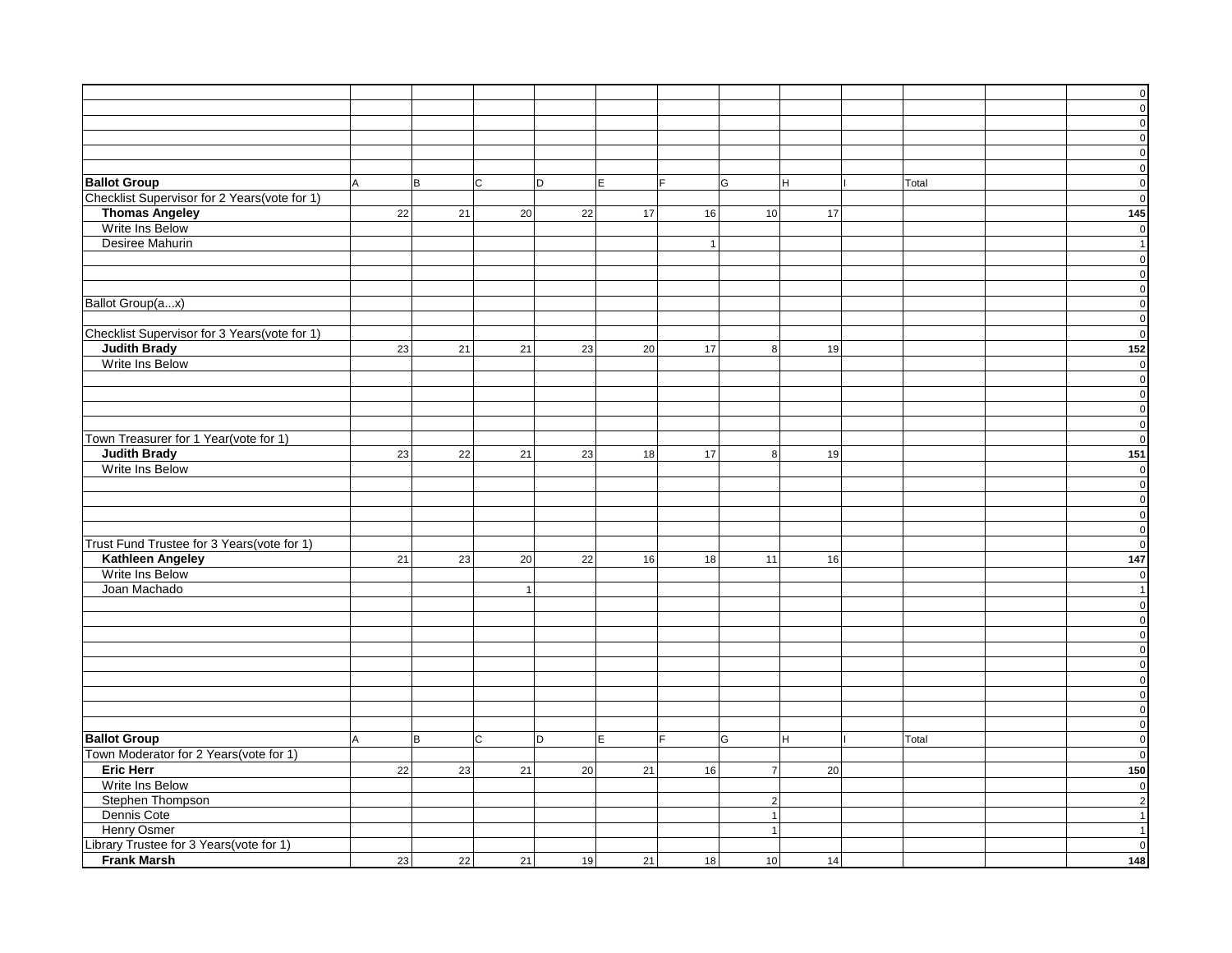| | | | | | | | | | | | | |
|---|---|---|---|---|---|---|---|---|---|---|---|---|
| | | | | | | | | | | | | 0 |
| | | | | | | | | | | | | 0 |
| | | | | | | | | | | | | 0 |
| | | | | | | | | | | | | 0 |
| | | | | | | | | | | | | 0 |
| | | | | | | | | | | | | 0 |
| **Ballot Group** | A | B | C | D | E | F | G | H | I | Total | | 0 |
| Checklist Supervisor for 2 Years(vote for 1) | | | | | | | | | | | | 0 |
| **Thomas Angeley** | 22 | 21 | 20 | 22 | 17 | 16 | 10 | 17 | | | | **145** |
| Write Ins Below | | | | | | | | | | | | 0 |
| Desiree Mahurin | | | | | | 1 | | | | | | 1 |
| | | | | | | | | | | | | 0 |
| | | | | | | | | | | | | 0 |
| | | | | | | | | | | | | 0 |
| Ballot Group(a...x) | | | | | | | | | | | | 0 |
| | | | | | | | | | | | | 0 |
| Checklist Supervisor for 3 Years(vote for 1) | | | | | | | | | | | | 0 |
| **Judith Brady** | 23 | 21 | 21 | 23 | 20 | 17 | 8 | 19 | | | | **152** |
| Write Ins Below | | | | | | | | | | | | 0 |
| | | | | | | | | | | | | 0 |
| | | | | | | | | | | | | 0 |
| | | | | | | | | | | | | 0 |
| | | | | | | | | | | | | 0 |
| Town Treasurer for 1 Year(vote for 1) | | | | | | | | | | | | 0 |
| **Judith Brady** | 23 | 22 | 21 | 23 | 18 | 17 | 8 | 19 | | | | **151** |
| Write Ins Below | | | | | | | | | | | | 0 |
| | | | | | | | | | | | | 0 |
| | | | | | | | | | | | | 0 |
| | | | | | | | | | | | | 0 |
| | | | | | | | | | | | | 0 |
| Trust Fund Trustee for 3 Years(vote for 1) | | | | | | | | | | | | 0 |
| **Kathleen Angeley** | 21 | 23 | 20 | 22 | 16 | 18 | 11 | 16 | | | | **147** |
| Write Ins Below | | | | | | | | | | | | 0 |
| Joan Machado | | | 1 | | | | | | | | | 1 |
| | | | | | | | | | | | | 0 |
| | | | | | | | | | | | | 0 |
| | | | | | | | | | | | | 0 |
| | | | | | | | | | | | | 0 |
| | | | | | | | | | | | | 0 |
| | | | | | | | | | | | | 0 |
| | | | | | | | | | | | | 0 |
| | | | | | | | | | | | | 0 |
| | | | | | | | | | | | | 0 |
| **Ballot Group** | A | B | C | D | E | F | G | H | I | Total | | 0 |
| Town Moderator for 2 Years(vote for 1) | | | | | | | | | | | | 0 |
| **Eric Herr** | 22 | 23 | 21 | 20 | 21 | 16 | 7 | 20 | | | | **150** |
| Write Ins Below | | | | | | | | | | | | 0 |
| Stephen Thompson | | | | | | | 2 | | | | | 2 |
| Dennis Cote | | | | | | | 1 | | | | | 1 |
| Henry Osmer | | | | | | | 1 | | | | | 1 |
| Library Trustee for 3 Years(vote for 1) | | | | | | | | | | | | 0 |
| **Frank Marsh** | 23 | 22 | 21 | 19 | 21 | 18 | 10 | 14 | | | | **148** |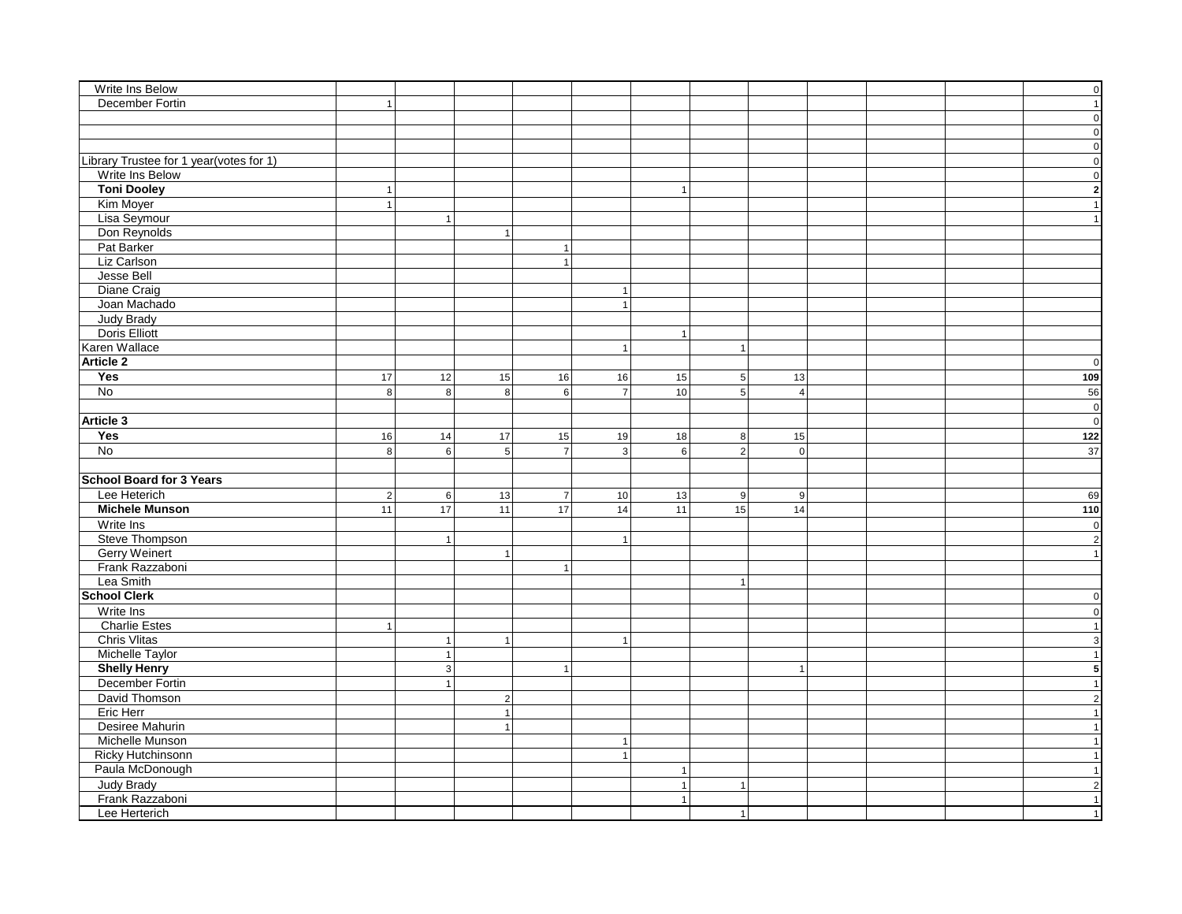| | | | | | | | | | | | | |
|---|---|---|---|---|---|---|---|---|---|---|---|---|
| Write Ins Below | | | | | | | | | | | | 0 |
| December Fortin | 1 | | | | | | | | | | | 1 |
| | | | | | | | | | | | | 0 |
| | | | | | | | | | | | | 0 |
| | | | | | | | | | | | | 0 |
| Library Trustee for 1 year(votes for 1) | | | | | | | | | | | | 0 |
| Write Ins Below | | | | | | | | | | | | 0 |
| **Toni Dooley** | 1 | | | | | 1 | | | | | | **2** |
| Kim Moyer | 1 | | | | | | | | | | | 1 |
| Lisa Seymour | | 1 | | | | | | | | | | 1 |
| Don Reynolds | | | 1 | | | | | | | | | |
| Pat Barker | | | | 1 | | | | | | | | |
| Liz Carlson | | | | 1 | | | | | | | | |
| Jesse Bell | | | | | | | | | | | | |
| Diane Craig | | | | | 1 | | | | | | | |
| Joan Machado | | | | | 1 | | | | | | | |
| Judy Brady | | | | | | | | | | | | |
| Doris Elliott | | | | | | 1 | | | | | | |
| Karen Wallace | | | | | 1 | | 1 | | | | | |
| **Article 2** | | | | | | | | | | | | 0 |
| **Yes** | 17 | 12 | 15 | 16 | 16 | 15 | 5 | 13 | | | | **109** |
| No | 8 | 8 | 8 | 6 | 7 | 10 | 5 | 4 | | | | 56 |
| | | | | | | | | | | | | 0 |
| **Article 3** | | | | | | | | | | | | 0 |
| **Yes** | 16 | 14 | 17 | 15 | 19 | 18 | 8 | 15 | | | | **122** |
| No | 8 | 6 | 5 | 7 | 3 | 6 | 2 | 0 | | | | 37 |
| | | | | | | | | | | | | |
| **School Board for 3 Years** | | | | | | | | | | | | |
| Lee Heterich | 2 | 6 | 13 | 7 | 10 | 13 | 9 | 9 | | | | 69 |
| **Michele Munson** | 11 | 17 | 11 | 17 | 14 | 11 | 15 | 14 | | | | **110** |
| Write Ins | | | | | | | | | | | | 0 |
| Steve Thompson | | 1 | | | 1 | | | | | | | 2 |
| Gerry Weinert | | | 1 | | | | | | | | | 1 |
| Frank Razzaboni | | | | 1 | | | | | | | | |
| Lea Smith | | | | | | | 1 | | | | | |
| **School Clerk** | | | | | | | | | | | | 0 |
| Write Ins | | | | | | | | | | | | 0 |
| Charlie Estes | 1 | | | | | | | | | | | 1 |
| Chris Vlitas | | 1 | 1 | | 1 | | | | | | | 3 |
| Michelle Taylor | | 1 | | | | | | | | | | 1 |
| **Shelly Henry** | | 3 | | 1 | | | | 1 | | | | **5** |
| December Fortin | | 1 | | | | | | | | | | 1 |
| David Thomson | | | 2 | | | | | | | | | 2 |
| Eric Herr | | | 1 | | | | | | | | | 1 |
| Desiree Mahurin | | | 1 | | | | | | | | | 1 |
| Michelle Munson | | | | | 1 | | | | | | | 1 |
| Ricky Hutchinsonn | | | | | 1 | | | | | | | 1 |
| Paula McDonough | | | | | | 1 | | | | | | 1 |
| Judy Brady | | | | | | 1 | 1 | | | | | 2 |
| Frank Razzaboni | | | | | | 1 | | | | | | 1 |
| Lee Herterich | | | | | | | 1 | | | | | 1 |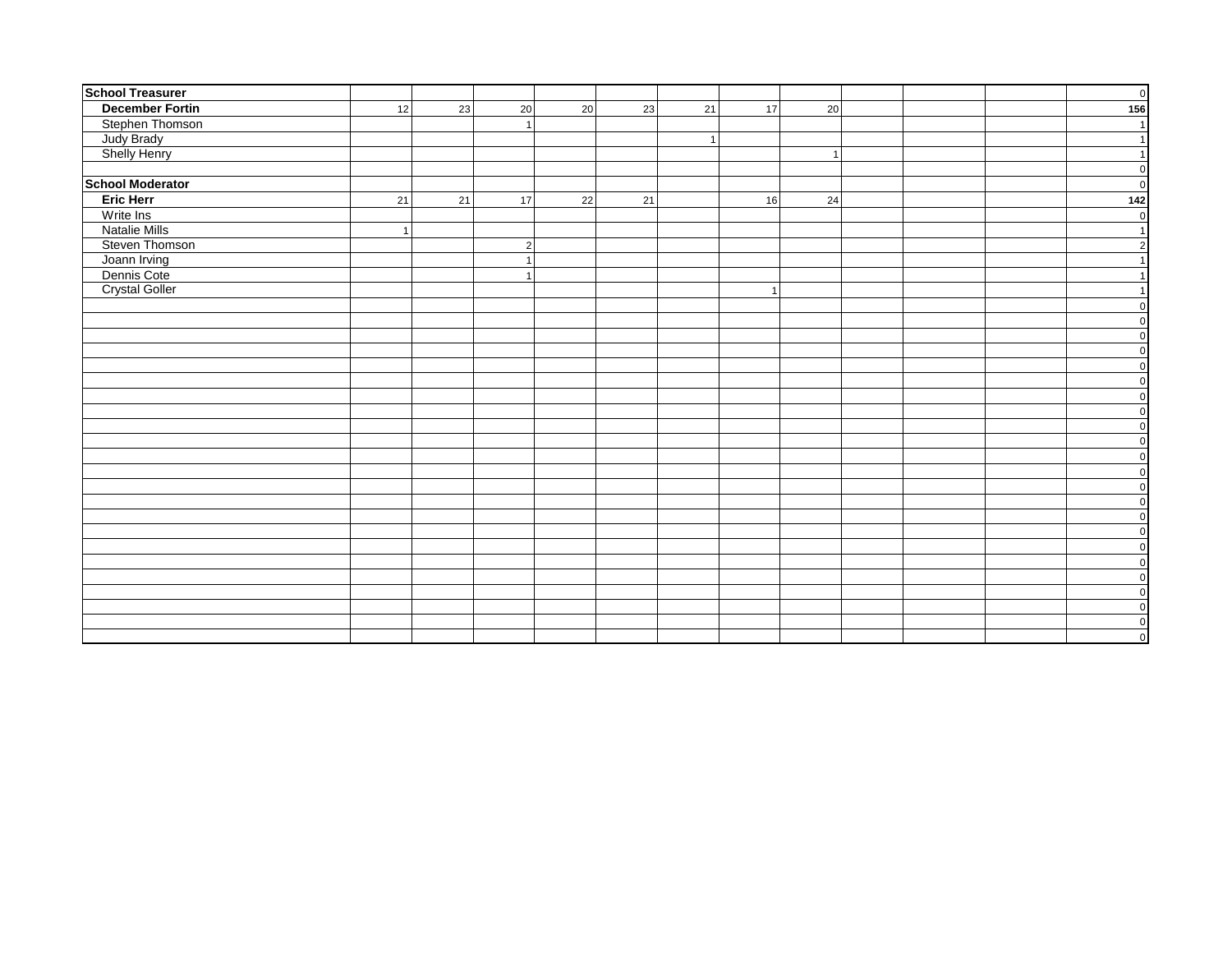| | | | | | | | | | | | | |
|---|---|---|---|---|---|---|---|---|---|---|---|---|
| **School Treasurer** | | | | | | | | | | | | 0 |
| **December Fortin** | 12 | 23 | 20 | 20 | 23 | 21 | 17 | 20 | | | | **156** |
| Stephen Thomson | | | 1 | | | | | | | | | 1 |
| Judy Brady | | | | | | 1 | | | | | | 1 |
| Shelly Henry | | | | | | | | 1 | | | | 1 |
| | | | | | | | | | | | | 0 |
| **School Moderator** | | | | | | | | | | | | 0 |
| **Eric Herr** | 21 | 21 | 17 | 22 | 21 | | 16 | 24 | | | | **142** |
| Write Ins | | | | | | | | | | | | 0 |
| Natalie Mills | 1 | | | | | | | | | | | 1 |
| Steven Thomson | | | 2 | | | | | | | | | 2 |
| Joann Irving | | | 1 | | | | | | | | | 1 |
| Dennis Cote | | | 1 | | | | | | | | | 1 |
| Crystal Goller | | | | | | | 1 | | | | | 1 |
| | | | | | | | | | | | | 0 |
| | | | | | | | | | | | | 0 |
| | | | | | | | | | | | | 0 |
| | | | | | | | | | | | | 0 |
| | | | | | | | | | | | | 0 |
| | | | | | | | | | | | | 0 |
| | | | | | | | | | | | | 0 |
| | | | | | | | | | | | | 0 |
| | | | | | | | | | | | | 0 |
| | | | | | | | | | | | | 0 |
| | | | | | | | | | | | | 0 |
| | | | | | | | | | | | | 0 |
| | | | | | | | | | | | | 0 |
| | | | | | | | | | | | | 0 |
| | | | | | | | | | | | | 0 |
| | | | | | | | | | | | | 0 |
| | | | | | | | | | | | | 0 |
| | | | | | | | | | | | | 0 |
| | | | | | | | | | | | | 0 |
| | | | | | | | | | | | | 0 |
| | | | | | | | | | | | | 0 |
| | | | | | | | | | | | | 0 |
| | | | | | | | | | | | | 0 |